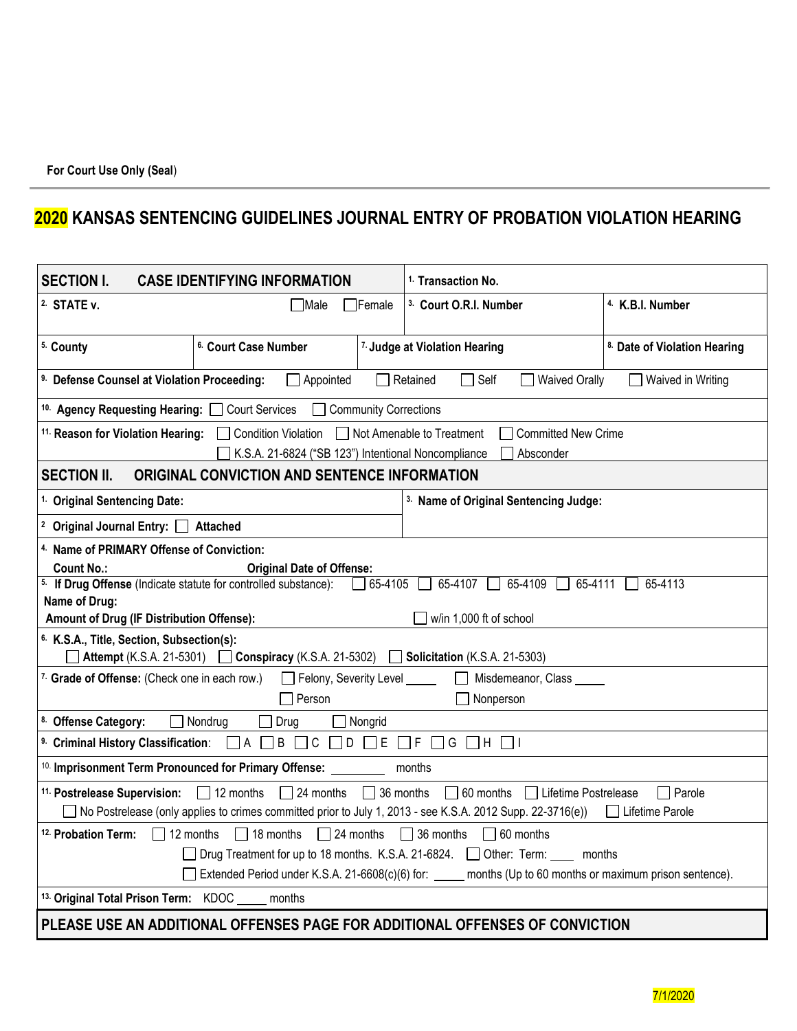For Court Use Only (Seal)

# 2020 KANSAS SENTENCING GUIDELINES JOURNAL ENTRY OF PROBATION VIOLATION HEARING

| **SECTION I. CASE IDENTIFYING INFORMATION** | | | **1. Transaction No.** | |
|---|---|---|---|---|
| **2. STATE v.** | | ☐ Male ☐ Female | **3. Court O.R.I. Number** | **4. K.B.I. Number** |
| **5. County** | **6. Court Case Number** | | **7. Judge at Violation Hearing** | **8. Date of Violation Hearing** |
| **9. Defense Counsel at Violation Proceeding:** ☐ Appointed ☐ Retained ☐ Self ☐ Waived Orally ☐ Waived in Writing | | | | |
| **10. Agency Requesting Hearing:** ☐ Court Services ☐ Community Corrections | | | | |
| **11. Reason for Violation Hearing:** ☐ Condition Violation ☐ Not Amenable to Treatment ☐ Committed New Crime ☐ K.S.A. 21-6824 ("SB 123") Intentional Noncompliance ☐ Absconder | | | | |

| **SECTION II. ORIGINAL CONVICTION AND SENTENCE INFORMATION** | |
|---|---|
| **1. Original Sentencing Date:** | **3. Name of Original Sentencing Judge:** |
| **2 Original Journal Entry:** ☐ **Attached** | |
| **4. Name of PRIMARY Offense of Conviction:** **Count No.:** **Original Date of Offense:** | |
| **5. If Drug Offense** (Indicate statute for controlled substance): ☐ 65-4105 ☐ 65-4107 ☐ 65-4109 ☐ 65-4111 ☐ 65-4113 **Name of Drug:** **Amount of Drug (IF Distribution Offense):** ☐ w/in 1,000 ft of school | |
| **6. K.S.A., Title, Section, Subsection(s):** ☐ **Attempt** (K.S.A. 21-5301) ☐ **Conspiracy** (K.S.A. 21-5302) ☐ **Solicitation** (K.S.A. 21-5303) | |
| **7. Grade of Offense:** (Check one in each row.) ☐ Felony, Severity Level _____ ☐ Misdemeanor, Class _____ ☐ Person ☐ Nonperson | |
| **8. Offense Category:** ☐ Nondrug ☐ Drug ☐ Nongrid | |
| **9. Criminal History Classification**: ☐ A ☐ B ☐ C ☐ D ☐ E ☐ F ☐ G ☐ H ☐ I | |
| **10. Imprisonment Term Pronounced for Primary Offense:** ________ months | |
| **11. Postrelease Supervision:** ☐ 12 months ☐ 24 months ☐ 36 months ☐ 60 months ☐ Lifetime Postrelease ☐ Parole ☐ No Postrelease (only applies to crimes committed prior to July 1, 2013 - see K.S.A. 2012 Supp. 22-3716(e)) ☐ Lifetime Parole | |
| **12. Probation Term:** ☐ 12 months ☐ 18 months ☐ 24 months ☐ 36 months ☐ 60 months ☐ Drug Treatment for up to 18 months. K.S.A. 21-6824. ☐ Other: Term: ____ months ☐ Extended Period under K.S.A. 21-6608(c)(6) for: _____ months (Up to 60 months or maximum prison sentence). | |
| **13. Original Total Prison Term:** KDOC _____ months | |

**PLEASE USE AN ADDITIONAL OFFENSES PAGE FOR ADDITIONAL OFFENSES OF CONVICTION**

7/1/2020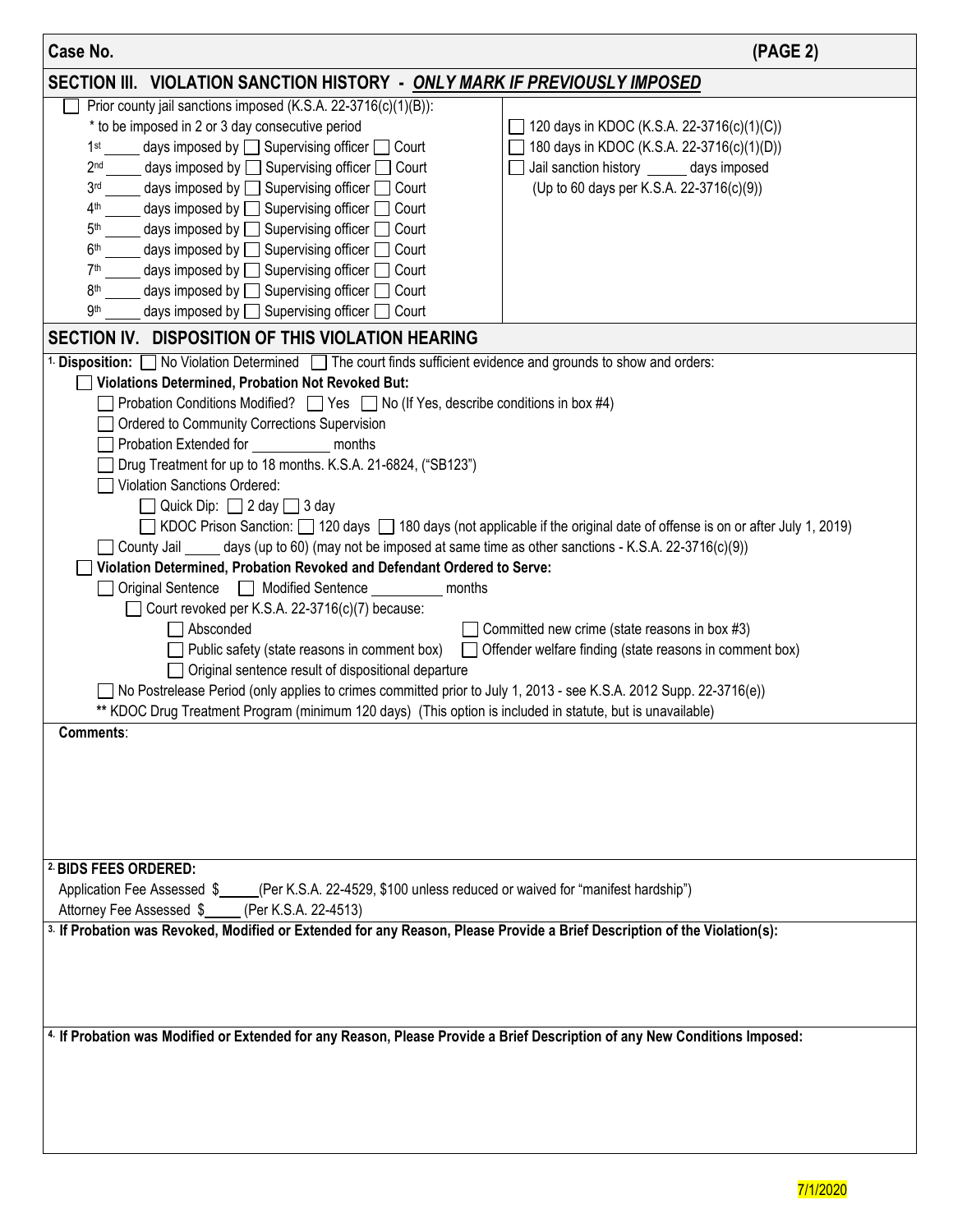**Case No.** **(PAGE 2)**

## SECTION III. VIOLATION SANCTION HISTORY - *ONLY MARK IF PREVIOUSLY IMPOSED*

☐ Prior county jail sanctions imposed (K.S.A. 22-3716(c)(1)(B)):

\* to be imposed in 2 or 3 day consecutive period

- 1st _____ days imposed by ☐ Supervising officer ☐ Court
- 2nd _____ days imposed by ☐ Supervising officer ☐ Court
- 3rd _____ days imposed by ☐ Supervising officer ☐ Court
- 4th _____ days imposed by ☐ Supervising officer ☐ Court
- 5th _____ days imposed by ☐ Supervising officer ☐ Court
- 6th _____ days imposed by ☐ Supervising officer ☐ Court
- 7th _____ days imposed by ☐ Supervising officer ☐ Court
- 8th _____ days imposed by ☐ Supervising officer ☐ Court
- 9th _____ days imposed by ☐ Supervising officer ☐ Court

☐ 120 days in KDOC (K.S.A. 22-3716(c)(1)(C))

☐ 180 days in KDOC (K.S.A. 22-3716(c)(1)(D))

☐ Jail sanction history _____ days imposed (Up to 60 days per K.S.A. 22-3716(c)(9))

## SECTION IV. DISPOSITION OF THIS VIOLATION HEARING

1. **Disposition:** ☐ No Violation Determined ☐ The court finds sufficient evidence and grounds to show and orders:

☐ **Violations Determined, Probation Not Revoked But:**

- ☐ Probation Conditions Modified? ☐ Yes ☐ No (If Yes, describe conditions in box #4)
- ☐ Ordered to Community Corrections Supervision
- ☐ Probation Extended for __________ months
- ☐ Drug Treatment for up to 18 months. K.S.A. 21-6824, ("SB123")
- ☐ Violation Sanctions Ordered:
  - ☐ Quick Dip: ☐ 2 day ☐ 3 day
  - ☐ KDOC Prison Sanction: ☐ 120 days ☐ 180 days (not applicable if the original date of offense is on or after July 1, 2019)
- ☐ County Jail _____ days (up to 60) (may not be imposed at same time as other sanctions - K.S.A. 22-3716(c)(9))

☐ **Violation Determined, Probation Revoked and Defendant Ordered to Serve:**

- ☐ Original Sentence ☐ Modified Sentence __________ months
  - ☐ Court revoked per K.S.A. 22-3716(c)(7) because:
    - ☐ Absconded
    - ☐ Committed new crime (state reasons in box #3)
    - ☐ Public safety (state reasons in comment box)
    - ☐ Offender welfare finding (state reasons in comment box)
    - ☐ Original sentence result of dispositional departure
- ☐ No Postrelease Period (only applies to crimes committed prior to July 1, 2013 - see K.S.A. 2012 Supp. 22-3716(e))

\*\* KDOC Drug Treatment Program (minimum 120 days) (This option is included in statute, but is unavailable)

**Comments**:

2. **BIDS FEES ORDERED:**

Application Fee Assessed $_____ (Per K.S.A. 22-4529, $100 unless reduced or waived for "manifest hardship")

Attorney Fee Assessed $_____ (Per K.S.A. 22-4513)

3. **If Probation was Revoked, Modified or Extended for any Reason, Please Provide a Brief Description of the Violation(s):**

4. **If Probation was Modified or Extended for any Reason, Please Provide a Brief Description of any New Conditions Imposed:**

7/1/2020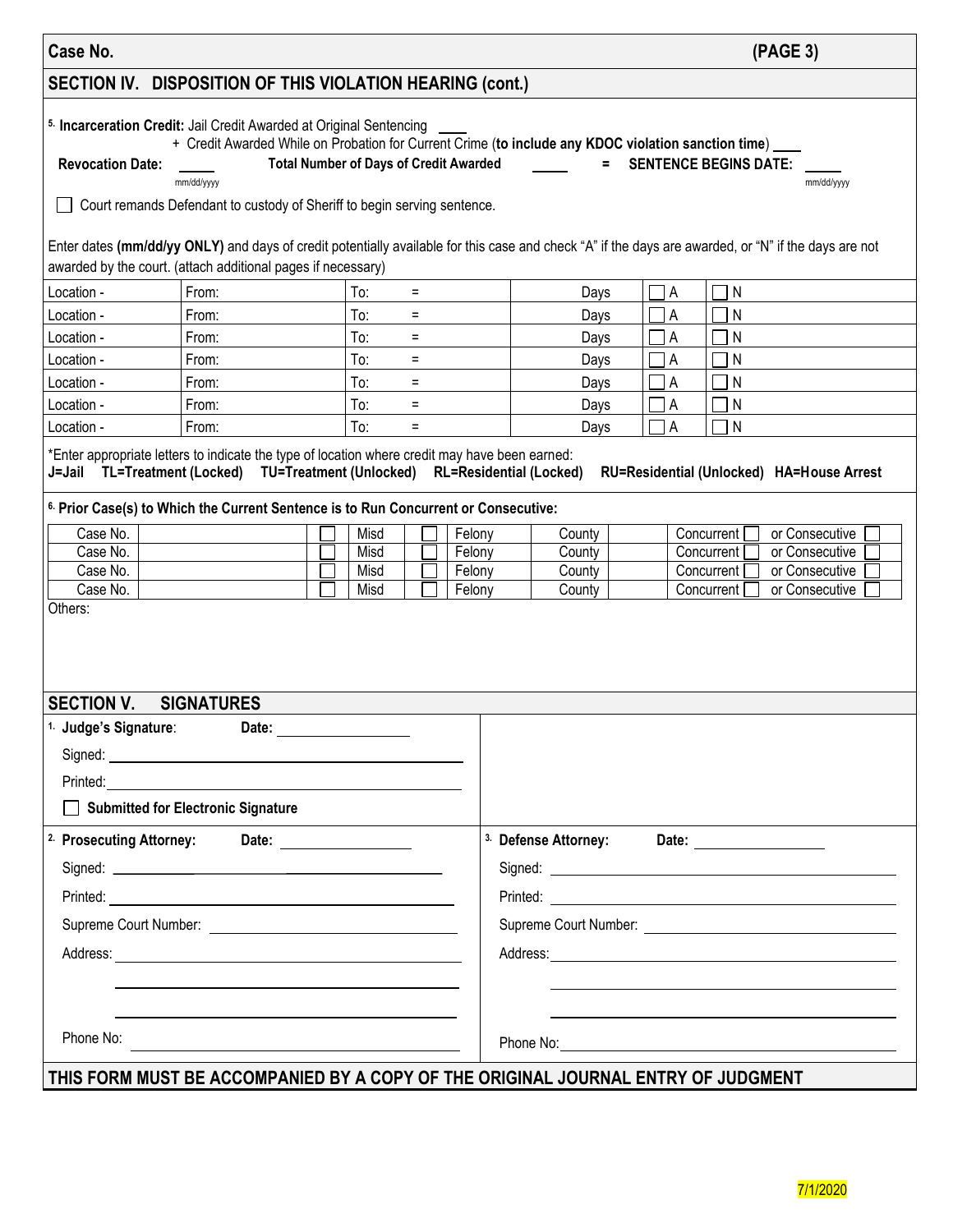**Case No.** **(PAGE 3)**

## SECTION IV. DISPOSITION OF THIS VIOLATION HEARING (cont.)

[5.] **Incarceration Credit:** Jail Credit Awarded at Original Sentencing ____

+ Credit Awarded While on Probation for Current Crime (**to include any KDOC violation sanction time**) ____

**Revocation Date:** ____ mm/dd/yyyy **Total Number of Days of Credit Awarded** ____ **= SENTENCE BEGINS DATE:** ____ mm/dd/yyyy

☐ Court remands Defendant to custody of Sheriff to begin serving sentence.

Enter dates **(mm/dd/yy ONLY)** and days of credit potentially available for this case and check "A" if the days are awarded, or "N" if the days are not awarded by the court. (attach additional pages if necessary)

| Location - | From: | To: = | Days | ☐ A | ☐ N |
|---|---|---|---|---|---|
| Location - | From: | To: = | Days | ☐ A | ☐ N |
| Location - | From: | To: = | Days | ☐ A | ☐ N |
| Location - | From: | To: = | Days | ☐ A | ☐ N |
| Location - | From: | To: = | Days | ☐ A | ☐ N |
| Location - | From: | To: = | Days | ☐ A | ☐ N |
| Location - | From: | To: = | Days | ☐ A | ☐ N |

*Enter appropriate letters to indicate the type of location where credit may have been earned:
**J=Jail TL=Treatment (Locked) TU=Treatment (Unlocked) RL=Residential (Locked) RU=Residential (Unlocked) HA=House Arrest**

[6.] **Prior Case(s) to Which the Current Sentence is to Run Concurrent or Consecutive:**

| Case No. | | ☐ Misd | ☐ Felony | County | | Concurrent ☐ | or Consecutive ☐ |
|---|---|---|---|---|---|---|---|
| Case No. | | ☐ Misd | ☐ Felony | County | | Concurrent ☐ | or Consecutive ☐ |
| Case No. | | ☐ Misd | ☐ Felony | County | | Concurrent ☐ | or Consecutive ☐ |
| Case No. | | ☐ Misd | ☐ Felony | County | | Concurrent ☐ | or Consecutive ☐ |

Others:

## SECTION V. SIGNATURES

[1.] **Judge's Signature**: **Date:** ____________

Signed: ______________________

Printed: ______________________

☐ **Submitted for Electronic Signature**

[2.] **Prosecuting Attorney:** **Date:** ____________

Signed: ______________________

Printed: ______________________

Supreme Court Number: ______________________

Address: ______________________

______________________

______________________

Phone No: ______________________

[3.] **Defense Attorney:** **Date:** ____________

Signed: ______________________

Printed: ______________________

Supreme Court Number: ______________________

Address: ______________________

______________________

______________________

Phone No: ______________________

**THIS FORM MUST BE ACCOMPANIED BY A COPY OF THE ORIGINAL JOURNAL ENTRY OF JUDGMENT**

7/1/2020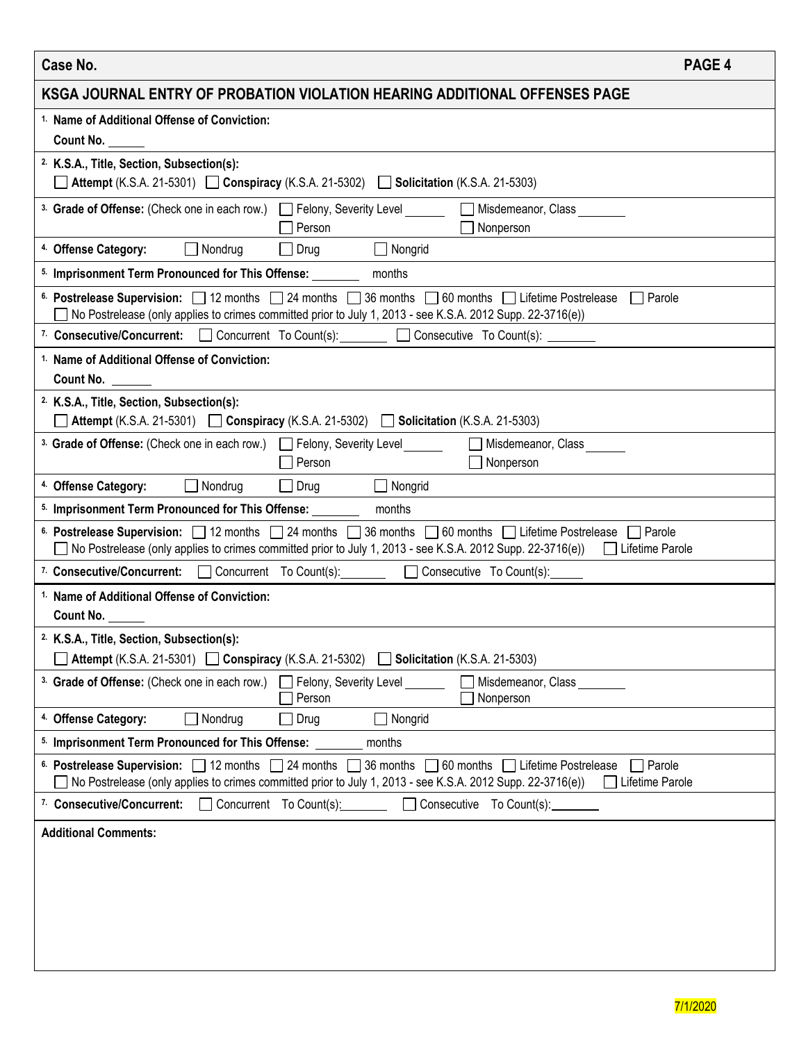**Case No.** **PAGE 4**

## KSGA JOURNAL ENTRY OF PROBATION VIOLATION HEARING ADDITIONAL OFFENSES PAGE

1. **Name of Additional Offense of Conviction:**
   **Count No.** ______

2. **K.S.A., Title, Section, Subsection(s):**
   ☐ **Attempt** (K.S.A. 21-5301) ☐ **Conspiracy** (K.S.A. 21-5302) ☐ **Solicitation** (K.S.A. 21-5303)

3. **Grade of Offense:** (Check one in each row.) ☐ Felony, Severity Level ______ ☐ Misdemeanor, Class _______
   ☐ Person ☐ Nonperson

4. **Offense Category:** ☐ Nondrug ☐ Drug ☐ Nongrid

5. **Imprisonment Term Pronounced for This Offense:** _______ months

6. **Postrelease Supervision:** ☐ 12 months ☐ 24 months ☐ 36 months ☐ 60 months ☐ Lifetime Postrelease ☐ Parole
   ☐ No Postrelease (only applies to crimes committed prior to July 1, 2013 - see K.S.A. 2012 Supp. 22-3716(e))

7. **Consecutive/Concurrent:** ☐ Concurrent To Count(s):_______ ☐ Consecutive To Count(s): _______

1. **Name of Additional Offense of Conviction:**
   **Count No.** ______

2. **K.S.A., Title, Section, Subsection(s):**
   ☐ **Attempt** (K.S.A. 21-5301) ☐ **Conspiracy** (K.S.A. 21-5302) ☐ **Solicitation** (K.S.A. 21-5303)

3. **Grade of Offense:** (Check one in each row.) ☐ Felony, Severity Level ______ ☐ Misdemeanor, Class ______
   ☐ Person ☐ Nonperson

4. **Offense Category:** ☐ Nondrug ☐ Drug ☐ Nongrid

5. **Imprisonment Term Pronounced for This Offense:** _______ months

6. **Postrelease Supervision:** ☐ 12 months ☐ 24 months ☐ 36 months ☐ 60 months ☐ Lifetime Postrelease ☐ Parole
   ☐ No Postrelease (only applies to crimes committed prior to July 1, 2013 - see K.S.A. 2012 Supp. 22-3716(e)) ☐ Lifetime Parole

7. **Consecutive/Concurrent:** ☐ Concurrent To Count(s):_______ ☐ Consecutive To Count(s):_____

1. **Name of Additional Offense of Conviction:**
   **Count No.** ______

2. **K.S.A., Title, Section, Subsection(s):**
   ☐ **Attempt** (K.S.A. 21-5301) ☐ **Conspiracy** (K.S.A. 21-5302) ☐ **Solicitation** (K.S.A. 21-5303)

3. **Grade of Offense:** (Check one in each row.) ☐ Felony, Severity Level ______ ☐ Misdemeanor, Class _______
   ☐ Person ☐ Nonperson

4. **Offense Category:** ☐ Nondrug ☐ Drug ☐ Nongrid

5. **Imprisonment Term Pronounced for This Offense:** _______ months

6. **Postrelease Supervision:** ☐ 12 months ☐ 24 months ☐ 36 months ☐ 60 months ☐ Lifetime Postrelease ☐ Parole
   ☐ No Postrelease (only applies to crimes committed prior to July 1, 2013 - see K.S.A. 2012 Supp. 22-3716(e)) ☐ Lifetime Parole

7. **Consecutive/Concurrent:** ☐ Concurrent To Count(s):_______ ☐ Consecutive To Count(s):_______

**Additional Comments:**

7/1/2020